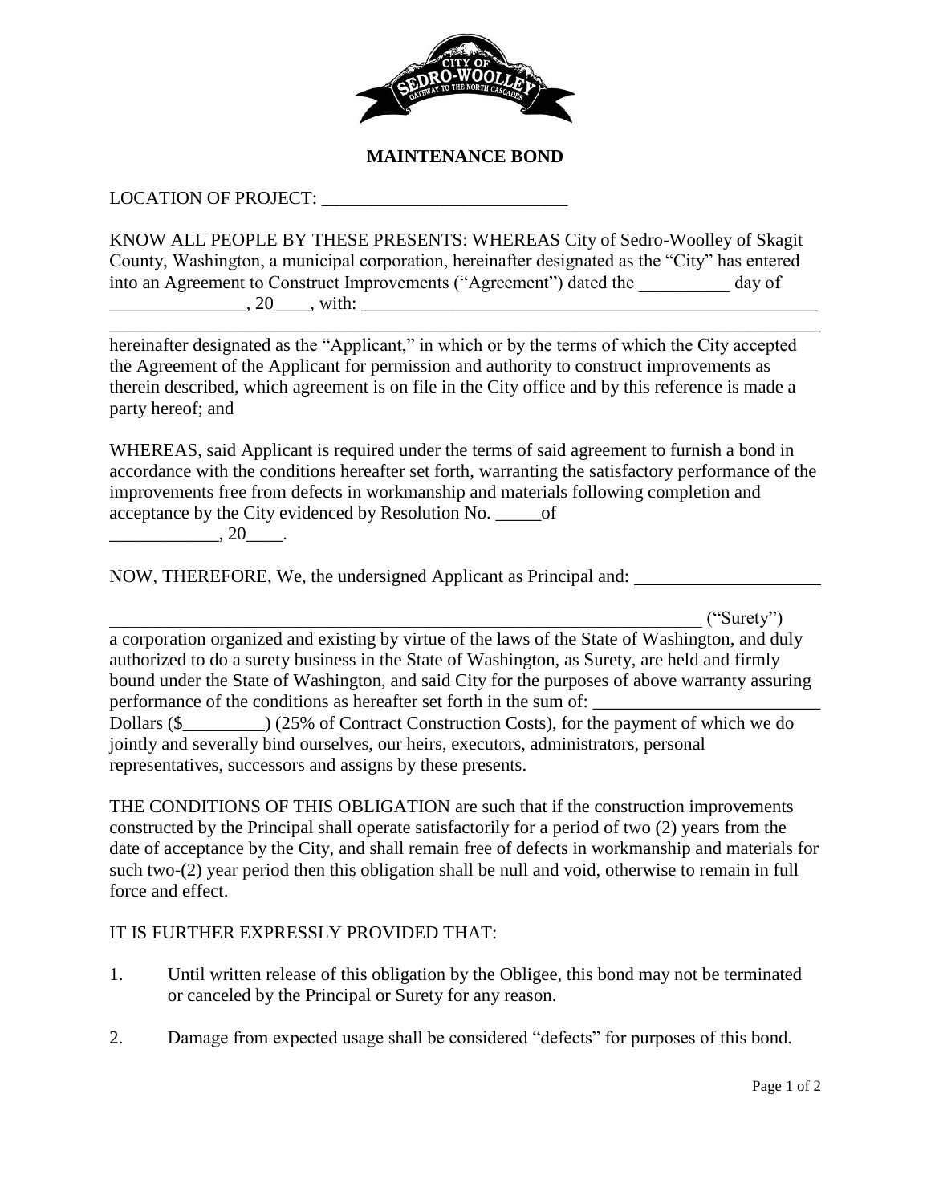# MAINTENANCE BOND

LOCATION OF PROJECT: ___________________________

KNOW ALL PEOPLE BY THESE PRESENTS: WHEREAS City of Sedro-Woolley of Skagit County, Washington, a municipal corporation, hereinafter designated as the "City" has entered into an Agreement to Construct Improvements ("Agreement") dated the __________ day of _______________, 20____, with: ____________________________________________________

_____________________________________________________________________________

hereinafter designated as the "Applicant," in which or by the terms of which the City accepted the Agreement of the Applicant for permission and authority to construct improvements as therein described, which agreement is on file in the City office and by this reference is made a party hereof; and

WHEREAS, said Applicant is required under the terms of said agreement to furnish a bond in accordance with the conditions hereafter set forth, warranting the satisfactory performance of the improvements free from defects in workmanship and materials following completion and acceptance by the City evidenced by Resolution No. _____of ____________, 20____.

NOW, THEREFORE, We, the undersigned Applicant as Principal and: ____________________

____________________________________________________________________ ("Surety")

a corporation organized and existing by virtue of the laws of the State of Washington, and duly authorized to do a surety business in the State of Washington, as Surety, are held and firmly bound under the State of Washington, and said City for the purposes of above warranty assuring performance of the conditions as hereafter set forth in the sum of: ________________________ Dollars ($_________) (25% of Contract Construction Costs), for the payment of which we do jointly and severally bind ourselves, our heirs, executors, administrators, personal representatives, successors and assigns by these presents.

THE CONDITIONS OF THIS OBLIGATION are such that if the construction improvements constructed by the Principal shall operate satisfactorily for a period of two (2) years from the date of acceptance by the City, and shall remain free of defects in workmanship and materials for such two-(2) year period then this obligation shall be null and void, otherwise to remain in full force and effect.

IT IS FURTHER EXPRESSLY PROVIDED THAT:

1. Until written release of this obligation by the Obligee, this bond may not be terminated or canceled by the Principal or Surety for any reason.

2. Damage from expected usage shall be considered "defects" for purposes of this bond.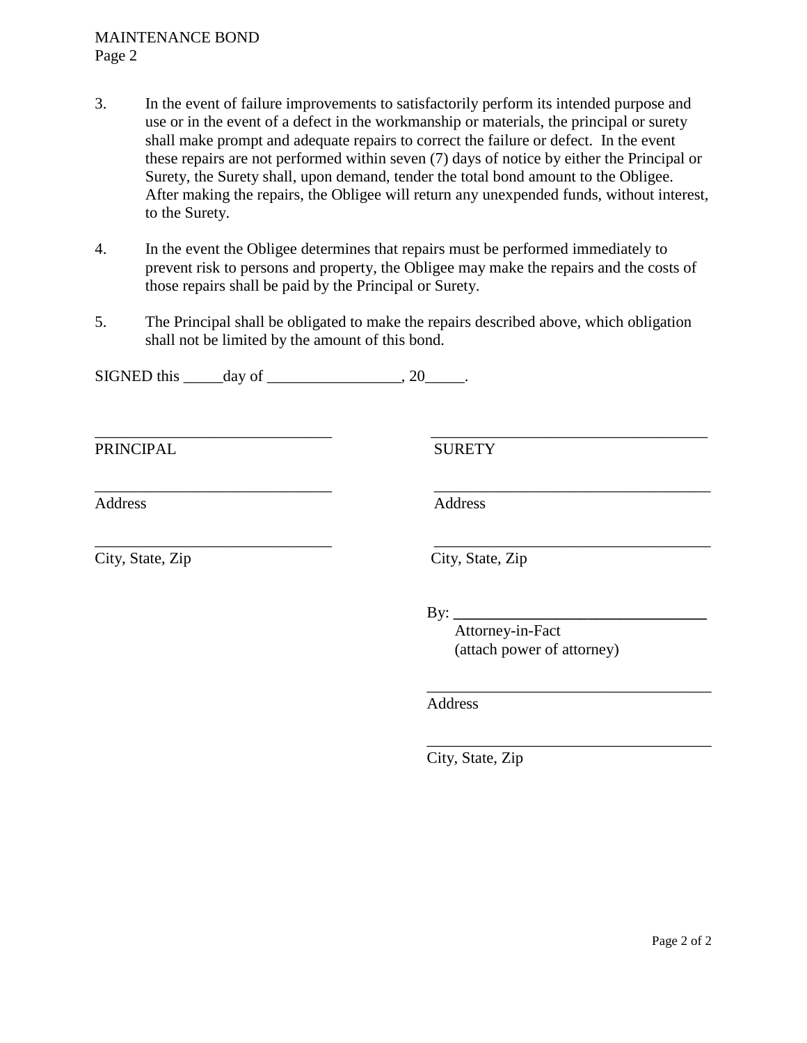3. In the event of failure improvements to satisfactorily perform its intended purpose and use or in the event of a defect in the workmanship or materials, the principal or surety shall make prompt and adequate repairs to correct the failure or defect. In the event these repairs are not performed within seven (7) days of notice by either the Principal or Surety, the Surety shall, upon demand, tender the total bond amount to the Obligee. After making the repairs, the Obligee will return any unexpended funds, without interest, to the Surety.

4. In the event the Obligee determines that repairs must be performed immediately to prevent risk to persons and property, the Obligee may make the repairs and the costs of those repairs shall be paid by the Principal or Surety.

5. The Principal shall be obligated to make the repairs described above, which obligation shall not be limited by the amount of this bond.

SIGNED this _____day of _________________, 20_____.

| | |
|---|---|
| ______________________________ | ___________________________________ |
| PRINCIPAL | SURETY |
| ______________________________ | ___________________________________ |
| Address | Address |
| ______________________________ | ___________________________________ |
| City, State, Zip | City, State, Zip |
| | By: _______________________________ |
| | Attorney-in-Fact |
| | (attach power of attorney) |
| | ___________________________________ |
| | Address |
| | ___________________________________ |
| | City, State, Zip |